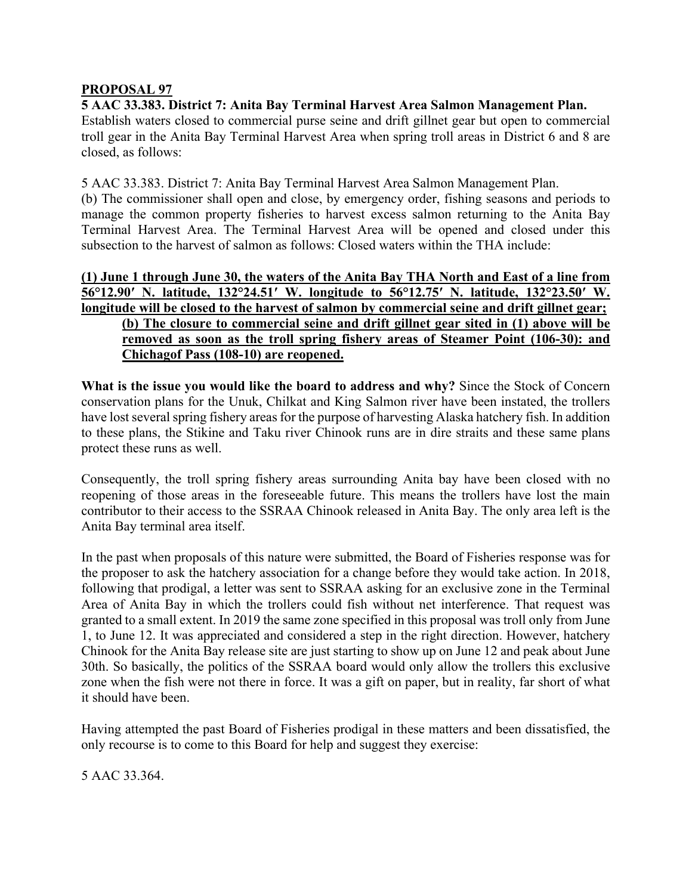**PROPOSAL 97**

**5 AAC 33.383. District 7: Anita Bay Terminal Harvest Area Salmon Management Plan.**
Establish waters closed to commercial purse seine and drift gillnet gear but open to commercial troll gear in the Anita Bay Terminal Harvest Area when spring troll areas in District 6 and 8 are closed, as follows:

5 AAC 33.383. District 7: Anita Bay Terminal Harvest Area Salmon Management Plan.
(b) The commissioner shall open and close, by emergency order, fishing seasons and periods to manage the common property fisheries to harvest excess salmon returning to the Anita Bay Terminal Harvest Area. The Terminal Harvest Area will be opened and closed under this subsection to the harvest of salmon as follows: Closed waters within the THA include:

**(1) June 1 through June 30, the waters of the Anita Bay THA North and East of a line from 56°12.90′ N. latitude, 132°24.51′ W. longitude to 56°12.75′ N. latitude, 132°23.50′ W. longitude will be closed to the harvest of salmon by commercial seine and drift gillnet gear;**

> **(b) The closure to commercial seine and drift gillnet gear sited in (1) above will be removed as soon as the troll spring fishery areas of Steamer Point (106-30): and Chichagof Pass (108-10) are reopened.**

**What is the issue you would like the board to address and why?** Since the Stock of Concern conservation plans for the Unuk, Chilkat and King Salmon river have been instated, the trollers have lost several spring fishery areas for the purpose of harvesting Alaska hatchery fish. In addition to these plans, the Stikine and Taku river Chinook runs are in dire straits and these same plans protect these runs as well.

Consequently, the troll spring fishery areas surrounding Anita bay have been closed with no reopening of those areas in the foreseeable future. This means the trollers have lost the main contributor to their access to the SSRAA Chinook released in Anita Bay. The only area left is the Anita Bay terminal area itself.

In the past when proposals of this nature were submitted, the Board of Fisheries response was for the proposer to ask the hatchery association for a change before they would take action. In 2018, following that prodigal, a letter was sent to SSRAA asking for an exclusive zone in the Terminal Area of Anita Bay in which the trollers could fish without net interference. That request was granted to a small extent. In 2019 the same zone specified in this proposal was troll only from June 1, to June 12. It was appreciated and considered a step in the right direction. However, hatchery Chinook for the Anita Bay release site are just starting to show up on June 12 and peak about June 30th. So basically, the politics of the SSRAA board would only allow the trollers this exclusive zone when the fish were not there in force. It was a gift on paper, but in reality, far short of what it should have been.

Having attempted the past Board of Fisheries prodigal in these matters and been dissatisfied, the only recourse is to come to this Board for help and suggest they exercise:

5 AAC 33.364.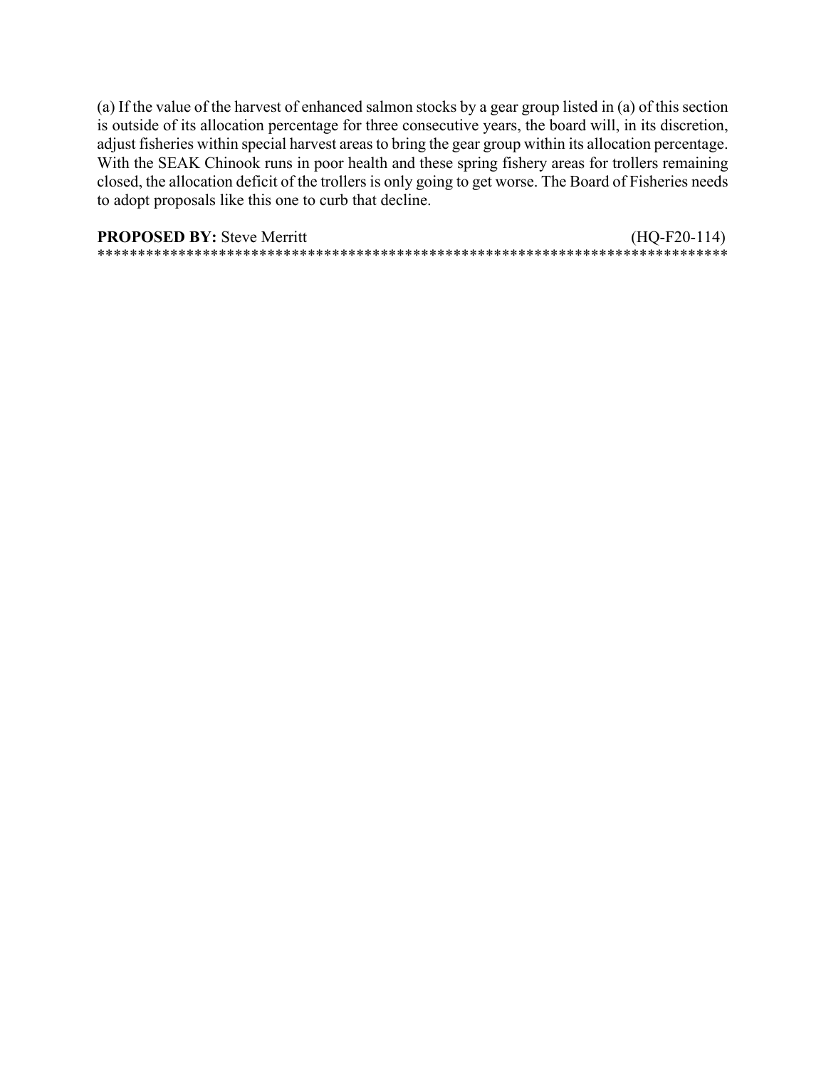(a) If the value of the harvest of enhanced salmon stocks by a gear group listed in (a) of this section is outside of its allocation percentage for three consecutive years, the board will, in its discretion, adjust fisheries within special harvest areas to bring the gear group within its allocation percentage. With the SEAK Chinook runs in poor health and these spring fishery areas for trollers remaining closed, the allocation deficit of the trollers is only going to get worse. The Board of Fisheries needs to adopt proposals like this one to curb that decline.

**PROPOSED BY:** Steve Merritt (HQ-F20-114)

******************************************************************************